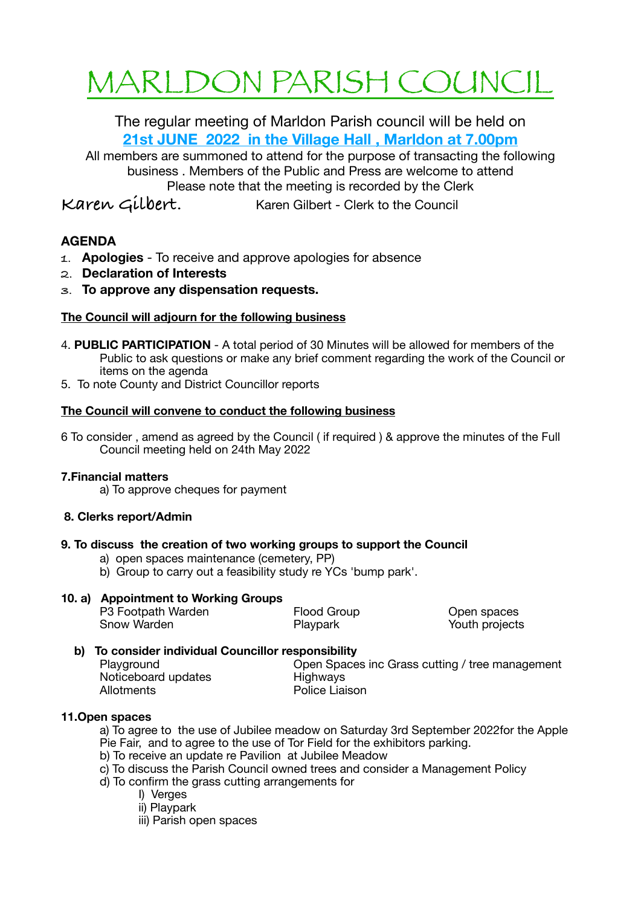# MARLDON PARISH COUNCIL

The regular meeting of Marldon Parish council will be held on
**21st JUNE 2022 in the Village Hall , Marldon at 7.00pm**

All members are summoned to attend for the purpose of transacting the following business . Members of the Public and Press are welcome to attend
Please note that the meeting is recorded by the Clerk

Karen Gilbert. Karen Gilbert - Clerk to the Council

## AGENDA

1. **Apologies** - To receive and approve apologies for absence
2. **Declaration of Interests**
3. **To approve any dispensation requests.**

**The Council will adjourn for the following business**

4. **PUBLIC PARTICIPATION** - A total period of 30 Minutes will be allowed for members of the Public to ask questions or make any brief comment regarding the work of the Council or items on the agenda
5. To note County and District Councillor reports

**The Council will convene to conduct the following business**

6 To consider , amend as agreed by the Council ( if required ) & approve the minutes of the Full Council meeting held on 24th May 2022

**7.Financial matters**

a) To approve cheques for payment

**8. Clerks report/Admin**

**9. To discuss the creation of two working groups to support the Council**

a) open spaces maintenance (cemetery, PP)
b) Group to carry out a feasibility study re YCs 'bump park'.

**10. a) Appointment to Working Groups**

| | | |
|---|---|---|
| P3 Footpath Warden | Flood Group | Open spaces |
| Snow Warden | Playpark | Youth projects |

**b) To consider individual Councillor responsibility**

| | |
|---|---|
| Playground | Open Spaces inc Grass cutting / tree management |
| Noticeboard updates | Highways |
| Allotments | Police Liaison |

**11.Open spaces**

a) To agree to the use of Jubilee meadow on Saturday 3rd September 2022for the Apple Pie Fair, and to agree to the use of Tor Field for the exhibitors parking.
b) To receive an update re Pavilion at Jubilee Meadow
c) To discuss the Parish Council owned trees and consider a Management Policy
d) To confirm the grass cutting arrangements for

I) Verges
ii) Playpark
iii) Parish open spaces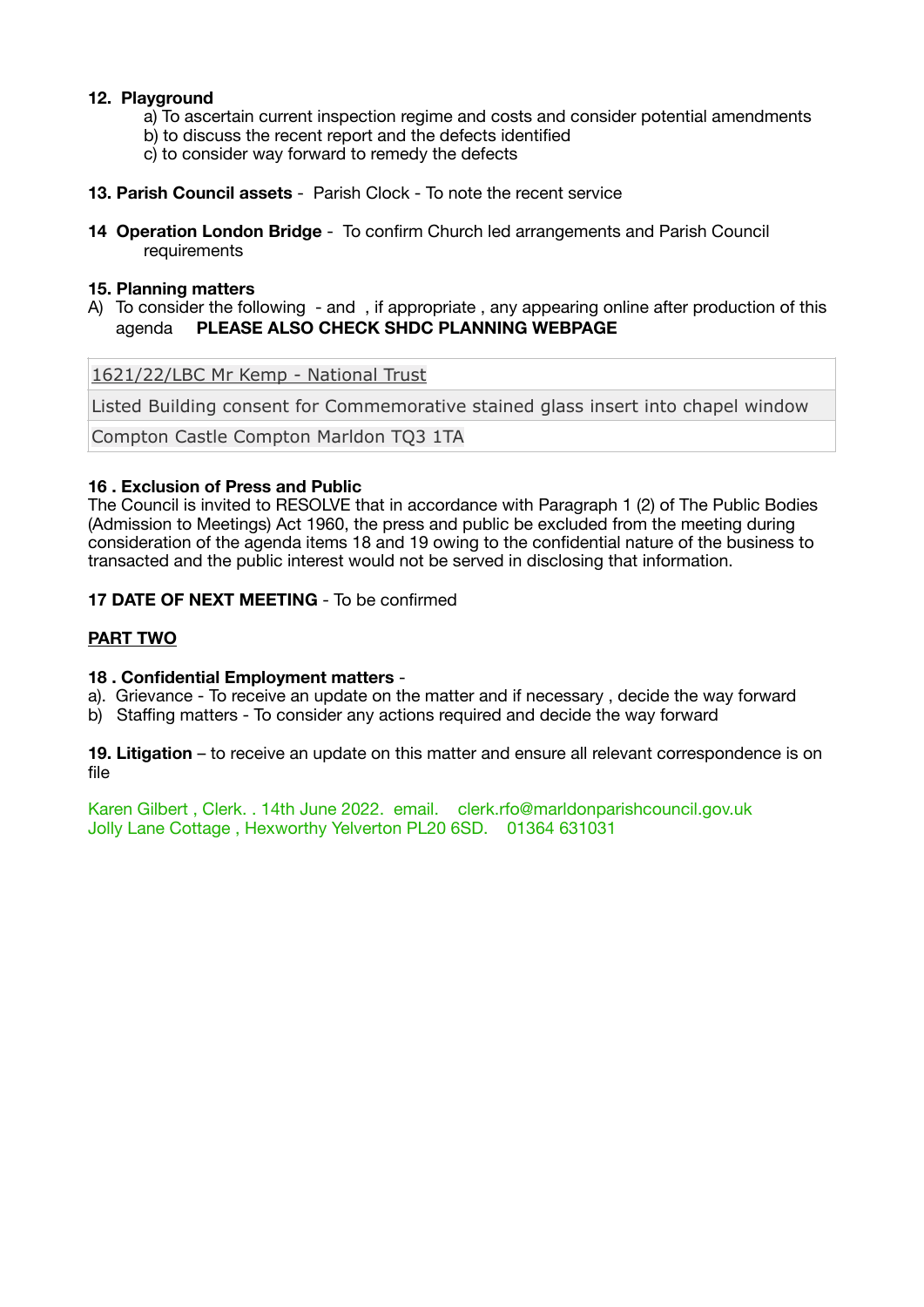**12. Playground**

a) To ascertain current inspection regime and costs and consider potential amendments
b) to discuss the recent report and the defects identified
c) to consider way forward to remedy the defects

**13. Parish Council assets** - Parish Clock - To note the recent service

**14 Operation London Bridge** - To confirm Church led arrangements and Parish Council requirements

**15. Planning matters**

A) To consider the following - and , if appropriate , any appearing online after production of this agenda **PLEASE ALSO CHECK SHDC PLANNING WEBPAGE**

| |
|---|
| 1621/22/LBC Mr Kemp - National Trust |
| Listed Building consent for Commemorative stained glass insert into chapel window |
| Compton Castle Compton Marldon TQ3 1TA |

**16 . Exclusion of Press and Public**

The Council is invited to RESOLVE that in accordance with Paragraph 1 (2) of The Public Bodies (Admission to Meetings) Act 1960, the press and public be excluded from the meeting during consideration of the agenda items 18 and 19 owing to the confidential nature of the business to transacted and the public interest would not be served in disclosing that information.

**17 DATE OF NEXT MEETING** - To be confirmed

**PART TWO**

**18 . Confidential Employment matters** -

a). Grievance - To receive an update on the matter and if necessary , decide the way forward
b) Staffing matters - To consider any actions required and decide the way forward

**19. Litigation** – to receive an update on this matter and ensure all relevant correspondence is on file

Karen Gilbert , Clerk. . 14th June 2022. email. clerk.rfo@marldonparishcouncil.gov.uk
Jolly Lane Cottage , Hexworthy Yelverton PL20 6SD. 01364 631031